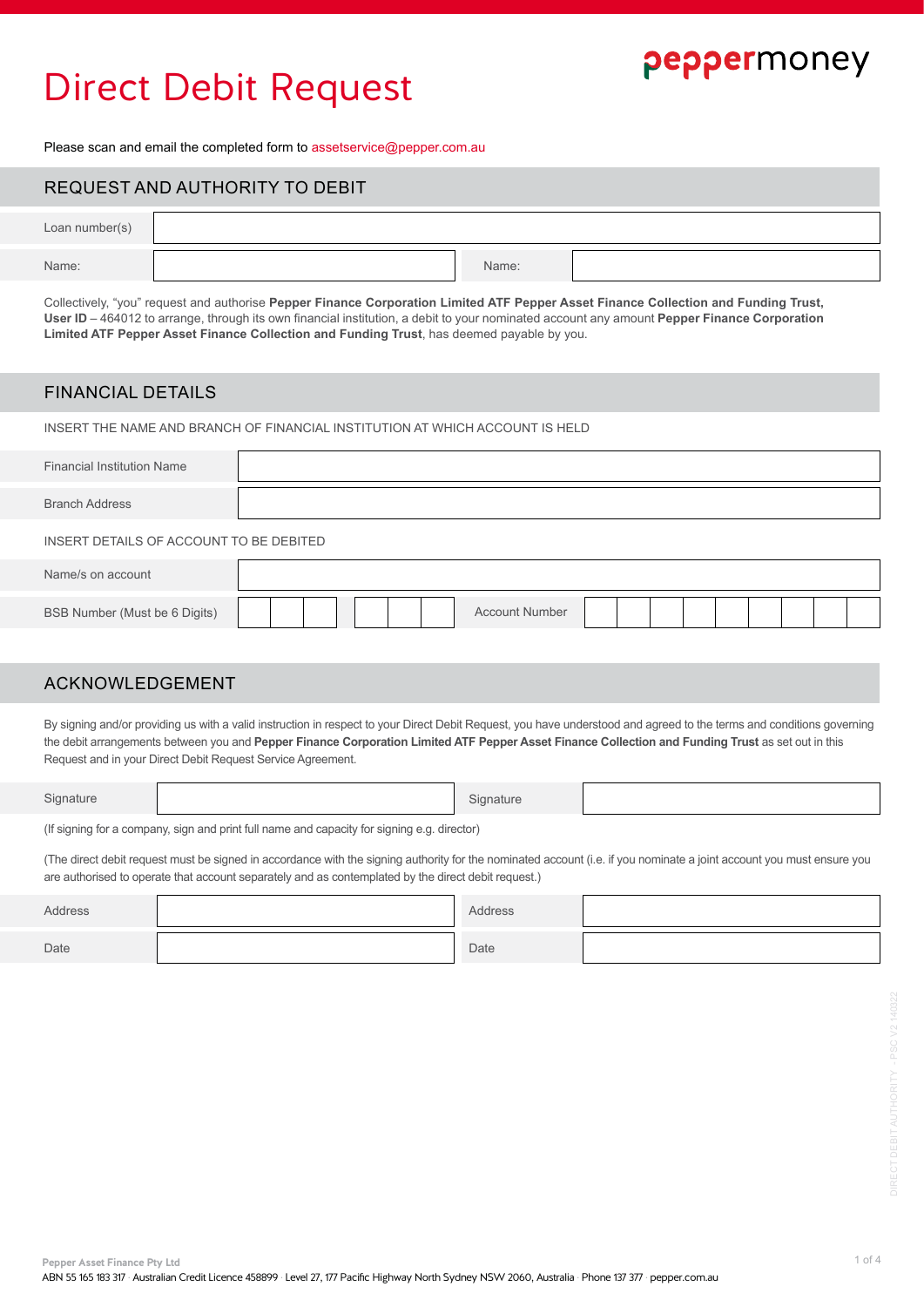# Direct Debit Request

peppermoney

Please scan and email the completed form to assetservice@pepper.com.au

## REQUEST AND AUTHORITY TO DEBIT

| | | | |
|---|---|---|---|
| Loan number(s) | | | |
| Name: | | Name: | |

Collectively, "you" request and authorise **Pepper Finance Corporation Limited ATF Pepper Asset Finance Collection and Funding Trust, User ID** – 464012 to arrange, through its own financial institution, a debit to your nominated account any amount **Pepper Finance Corporation Limited ATF Pepper Asset Finance Collection and Funding Trust**, has deemed payable by you.

## FINANCIAL DETAILS

INSERT THE NAME AND BRANCH OF FINANCIAL INSTITUTION AT WHICH ACCOUNT IS HELD

| | |
|---|---|
| Financial Institution Name | |
| Branch Address | |

INSERT DETAILS OF ACCOUNT TO BE DEBITED

| | | | |
|---|---|---|---|
| Name/s on account | | | |
| BSB Number (Must be 6 Digits) | | Account Number | |

## ACKNOWLEDGEMENT

By signing and/or providing us with a valid instruction in respect to your Direct Debit Request, you have understood and agreed to the terms and conditions governing the debit arrangements between you and **Pepper Finance Corporation Limited ATF Pepper Asset Finance Collection and Funding Trust** as set out in this Request and in your Direct Debit Request Service Agreement.

| | | | |
|---|---|---|---|
| Signature | | Signature | |

(If signing for a company, sign and print full name and capacity for signing e.g. director)

(The direct debit request must be signed in accordance with the signing authority for the nominated account (i.e. if you nominate a joint account you must ensure you are authorised to operate that account separately and as contemplated by the direct debit request.)

| | | | |
|---|---|---|---|
| Address | | Address | |
| Date | | Date | |

DIRECT DEBIT AUTHORITY - PSC V2 140322

Pepper Asset Finance Pty Ltd
ABN 55 165 183 317 · Australian Credit Licence 458899 · Level 27, 177 Pacific Highway North Sydney NSW 2060, Australia · Phone 137 377 · pepper.com.au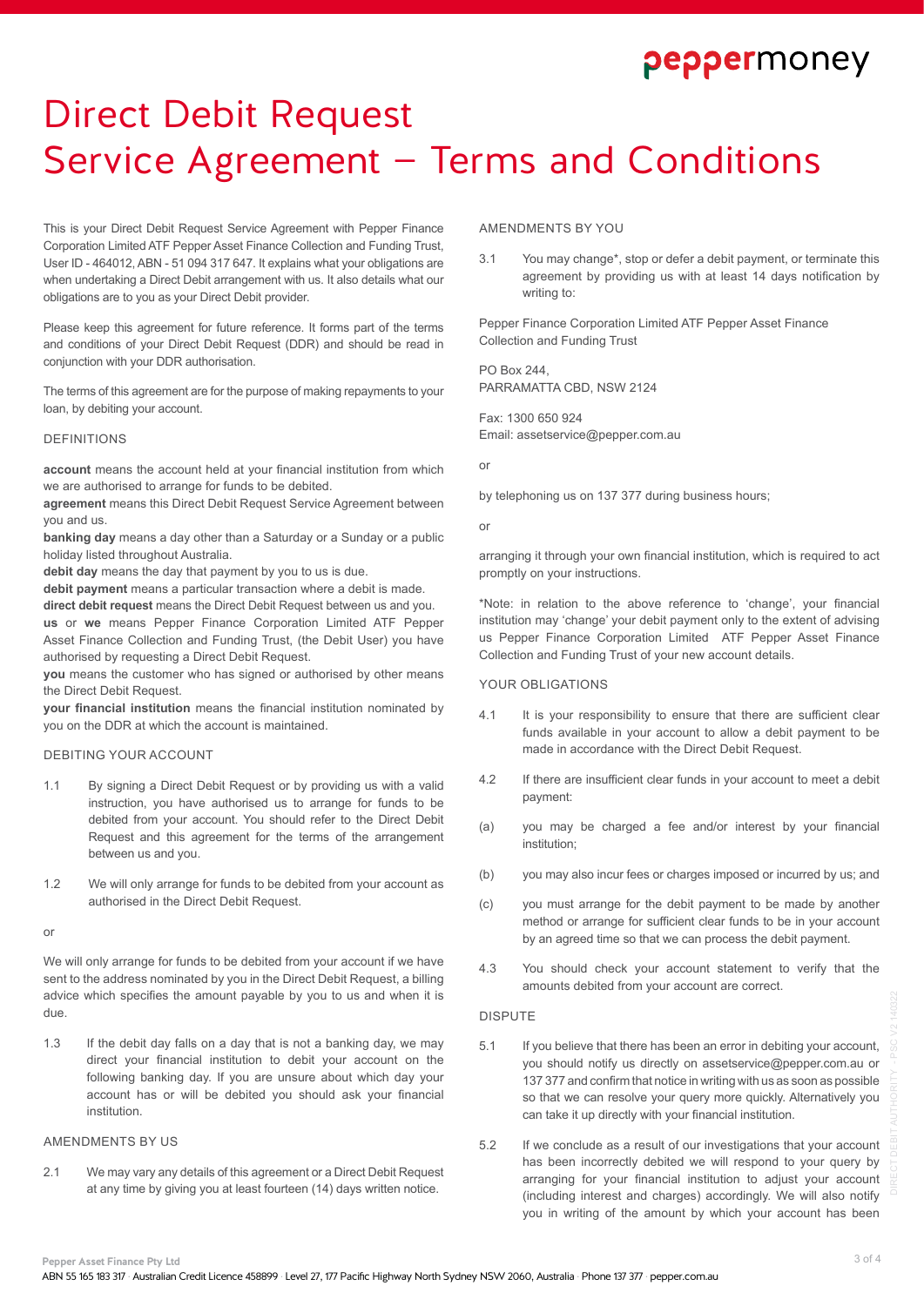# Direct Debit Request Service Agreement – Terms and Conditions

This is your Direct Debit Request Service Agreement with Pepper Finance Corporation Limited ATF Pepper Asset Finance Collection and Funding Trust, User ID - 464012, ABN - 51 094 317 647. It explains what your obligations are when undertaking a Direct Debit arrangement with us. It also details what our obligations are to you as your Direct Debit provider.

Please keep this agreement for future reference. It forms part of the terms and conditions of your Direct Debit Request (DDR) and should be read in conjunction with your DDR authorisation.

The terms of this agreement are for the purpose of making repayments to your loan, by debiting your account.

## DEFINITIONS

**account** means the account held at your financial institution from which we are authorised to arrange for funds to be debited.

**agreement** means this Direct Debit Request Service Agreement between you and us.

**banking day** means a day other than a Saturday or a Sunday or a public holiday listed throughout Australia.

**debit day** means the day that payment by you to us is due.

**debit payment** means a particular transaction where a debit is made.

**direct debit request** means the Direct Debit Request between us and you.

**us** or **we** means Pepper Finance Corporation Limited ATF Pepper Asset Finance Collection and Funding Trust, (the Debit User) you have authorised by requesting a Direct Debit Request.

**you** means the customer who has signed or authorised by other means the Direct Debit Request.

**your financial institution** means the financial institution nominated by you on the DDR at which the account is maintained.

## DEBITING YOUR ACCOUNT

1.1 By signing a Direct Debit Request or by providing us with a valid instruction, you have authorised us to arrange for funds to be debited from your account. You should refer to the Direct Debit Request and this agreement for the terms of the arrangement between us and you.

1.2 We will only arrange for funds to be debited from your account as authorised in the Direct Debit Request.

or

We will only arrange for funds to be debited from your account if we have sent to the address nominated by you in the Direct Debit Request, a billing advice which specifies the amount payable by you to us and when it is due.

1.3 If the debit day falls on a day that is not a banking day, we may direct your financial institution to debit your account on the following banking day. If you are unsure about which day your account has or will be debited you should ask your financial institution.

## AMENDMENTS BY US

2.1 We may vary any details of this agreement or a Direct Debit Request at any time by giving you at least fourteen (14) days written notice.

## AMENDMENTS BY YOU

3.1 You may change*, stop or defer a debit payment, or terminate this agreement by providing us with at least 14 days notification by writing to:

Pepper Finance Corporation Limited ATF Pepper Asset Finance Collection and Funding Trust

PO Box 244,
PARRAMATTA CBD, NSW 2124

Fax: 1300 650 924
Email: assetservice@pepper.com.au

or

by telephoning us on 137 377 during business hours;

or

arranging it through your own financial institution, which is required to act promptly on your instructions.

*Note: in relation to the above reference to 'change', your financial institution may 'change' your debit payment only to the extent of advising us Pepper Finance Corporation Limited ATF Pepper Asset Finance Collection and Funding Trust of your new account details.

## YOUR OBLIGATIONS

4.1 It is your responsibility to ensure that there are sufficient clear funds available in your account to allow a debit payment to be made in accordance with the Direct Debit Request.

4.2 If there are insufficient clear funds in your account to meet a debit payment:

(a) you may be charged a fee and/or interest by your financial institution;

(b) you may also incur fees or charges imposed or incurred by us; and

(c) you must arrange for the debit payment to be made by another method or arrange for sufficient clear funds to be in your account by an agreed time so that we can process the debit payment.

4.3 You should check your account statement to verify that the amounts debited from your account are correct.

## DISPUTE

5.1 If you believe that there has been an error in debiting your account, you should notify us directly on assetservice@pepper.com.au or 137 377 and confirm that notice in writing with us as soon as possible so that we can resolve your query more quickly. Alternatively you can take it up directly with your financial institution.

5.2 If we conclude as a result of our investigations that your account has been incorrectly debited we will respond to your query by arranging for your financial institution to adjust your account (including interest and charges) accordingly. We will also notify you in writing of the amount by which your account has been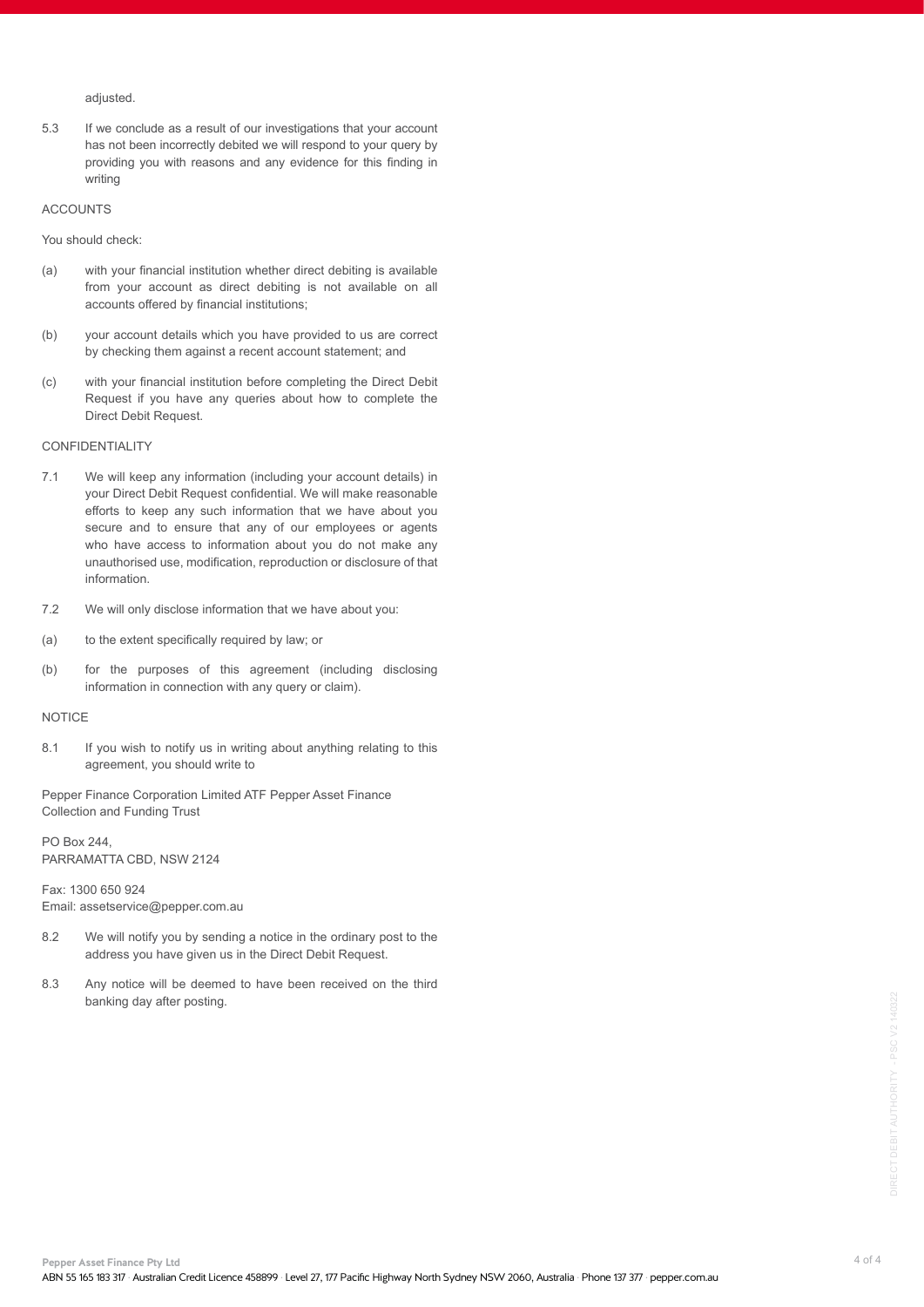adjusted.

5.3 If we conclude as a result of our investigations that your account has not been incorrectly debited we will respond to your query by providing you with reasons and any evidence for this finding in writing

ACCOUNTS

You should check:

(a) with your financial institution whether direct debiting is available from your account as direct debiting is not available on all accounts offered by financial institutions;

(b) your account details which you have provided to us are correct by checking them against a recent account statement; and

(c) with your financial institution before completing the Direct Debit Request if you have any queries about how to complete the Direct Debit Request.

CONFIDENTIALITY

7.1 We will keep any information (including your account details) in your Direct Debit Request confidential. We will make reasonable efforts to keep any such information that we have about you secure and to ensure that any of our employees or agents who have access to information about you do not make any unauthorised use, modification, reproduction or disclosure of that information.

7.2 We will only disclose information that we have about you:

(a) to the extent specifically required by law; or

(b) for the purposes of this agreement (including disclosing information in connection with any query or claim).

NOTICE

8.1 If you wish to notify us in writing about anything relating to this agreement, you should write to

Pepper Finance Corporation Limited ATF Pepper Asset Finance Collection and Funding Trust

PO Box 244,
PARRAMATTA CBD, NSW 2124

Fax: 1300 650 924
Email: assetservice@pepper.com.au

8.2 We will notify you by sending a notice in the ordinary post to the address you have given us in the Direct Debit Request.

8.3 Any notice will be deemed to have been received on the third banking day after posting.

DIRECT DEBIT AUTHORITY - PSC V2 140322

**Pepper Asset Finance Pty Ltd**
ABN 55 165 183 317 · Australian Credit Licence 458899 · Level 27, 177 Pacific Highway North Sydney NSW 2060, Australia · Phone 137 377 · pepper.com.au